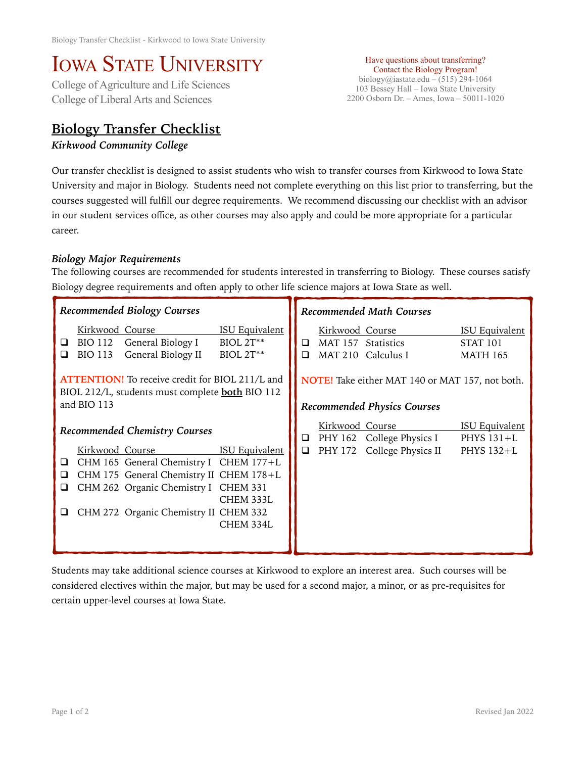# IOWA STATE UNIVERSITY

College of Agriculture and Life Sciences
College of Liberal Arts and Sciences

Have questions about transferring?
Contact the Biology Program!
biology@iastate.edu – (515) 294-1064
103 Bessey Hall – Iowa State University
2200 Osborn Dr. – Ames, Iowa – 50011-1020

## Biology Transfer Checklist

*Kirkwood Community College*

Our transfer checklist is designed to assist students who wish to transfer courses from Kirkwood to Iowa State University and major in Biology. Students need not complete everything on this list prior to transferring, but the courses suggested will fulfill our degree requirements. We recommend discussing our checklist with an advisor in our student services office, as other courses may also apply and could be more appropriate for a particular career.

### *Biology Major Requirements*

The following courses are recommended for students interested in transferring to Biology. These courses satisfy Biology degree requirements and often apply to other life science majors at Iowa State as well.

#### *Recommended Biology Courses*

| | Kirkwood | Course | ISU Equivalent |
|---|---|---|---|
| ❑ | BIO 112 | General Biology I | BIOL 2T** |
| ❑ | BIO 113 | General Biology II | BIOL 2T** |

**ATTENTION!** To receive credit for BIOL 211/L and BIOL 212/L, students must complete **both** BIO 112 and BIO 113

#### *Recommended Chemistry Courses*

| | Kirkwood | Course | ISU Equivalent |
|---|---|---|---|
| ❑ | CHM 165 | General Chemistry I | CHEM 177+L |
| ❑ | CHM 175 | General Chemistry II | CHEM 178+L |
| ❑ | CHM 262 | Organic Chemistry I | CHEM 331<br>CHEM 333L |
| ❑ | CHM 272 | Organic Chemistry II | CHEM 332<br>CHEM 334L |

#### *Recommended Math Courses*

| | Kirkwood | Course | ISU Equivalent |
|---|---|---|---|
| ❑ | MAT 157 | Statistics | STAT 101 |
| ❑ | MAT 210 | Calculus I | MATH 165 |

**NOTE!** Take either MAT 140 or MAT 157, not both.

#### *Recommended Physics Courses*

| | Kirkwood | Course | ISU Equivalent |
|---|---|---|---|
| ❑ | PHY 162 | College Physics I | PHYS 131+L |
| ❑ | PHY 172 | College Physics II | PHYS 132+L |

Students may take additional science courses at Kirkwood to explore an interest area. Such courses will be considered electives within the major, but may be used for a second major, a minor, or as pre-requisites for certain upper-level courses at Iowa State.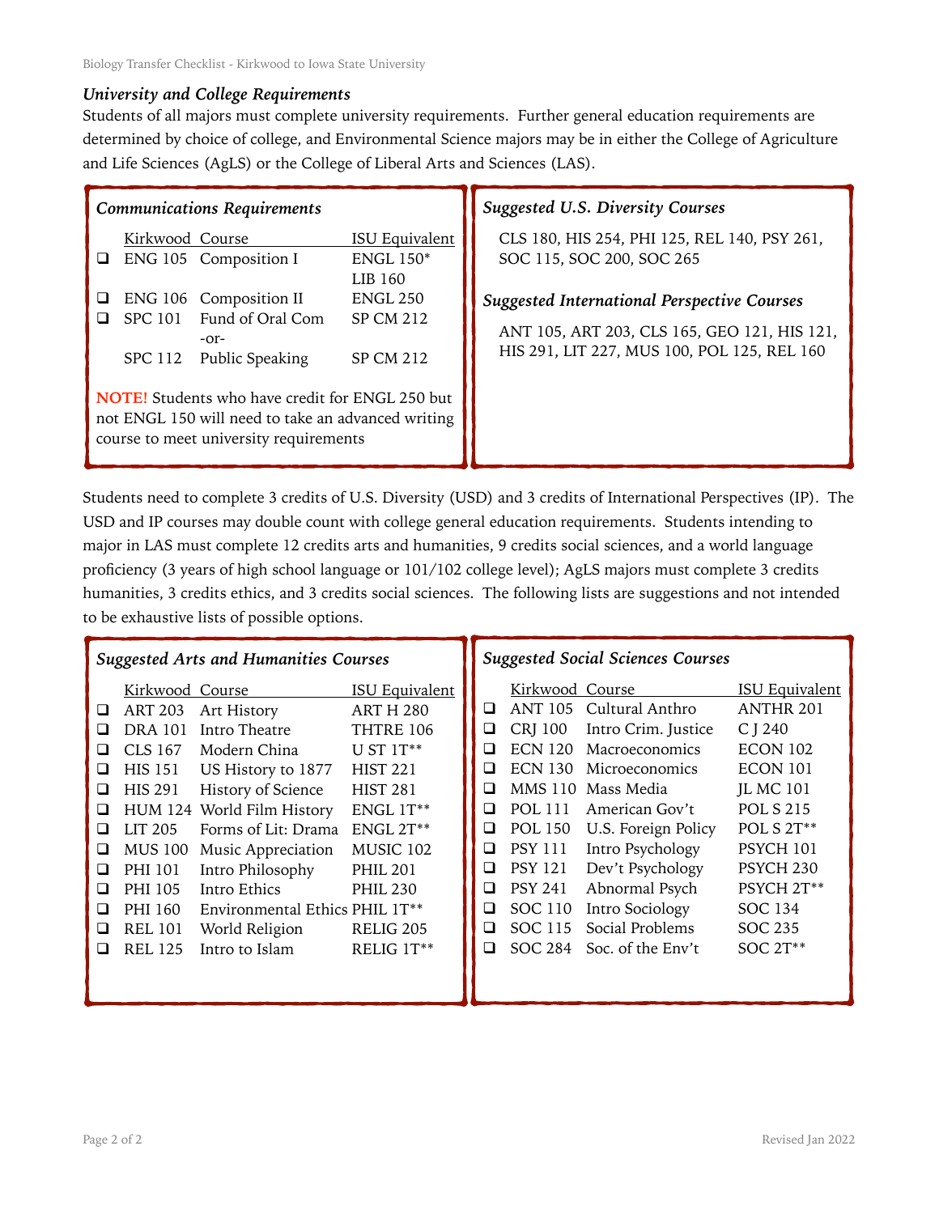### *University and College Requirements*

Students of all majors must complete university requirements. Further general education requirements are determined by choice of college, and Environmental Science majors may be in either the College of Agriculture and Life Sciences (AgLS) or the College of Liberal Arts and Sciences (LAS).

#### *Communications Requirements*

| | Kirkwood | Course | ISU Equivalent |
|---|---|---|---|
| ❑ | ENG 105 | Composition I | ENGL 150* LIB 160 |
| ❑ | ENG 106 | Composition II | ENGL 250 |
| ❑ | SPC 101 | Fund of Oral Com -or- | SP CM 212 |
| | SPC 112 | Public Speaking | SP CM 212 |

**NOTE!** Students who have credit for ENGL 250 but not ENGL 150 will need to take an advanced writing course to meet university requirements

#### *Suggested U.S. Diversity Courses*

CLS 180, HIS 254, PHI 125, REL 140, PSY 261, SOC 115, SOC 200, SOC 265

#### *Suggested International Perspective Courses*

ANT 105, ART 203, CLS 165, GEO 121, HIS 121, HIS 291, LIT 227, MUS 100, POL 125, REL 160

Students need to complete 3 credits of U.S. Diversity (USD) and 3 credits of International Perspectives (IP). The USD and IP courses may double count with college general education requirements. Students intending to major in LAS must complete 12 credits arts and humanities, 9 credits social sciences, and a world language proficiency (3 years of high school language or 101/102 college level); AgLS majors must complete 3 credits humanities, 3 credits ethics, and 3 credits social sciences. The following lists are suggestions and not intended to be exhaustive lists of possible options.

#### *Suggested Arts and Humanities Courses*

| | Kirkwood | Course | ISU Equivalent |
|---|---|---|---|
| ❑ | ART 203 | Art History | ART H 280 |
| ❑ | DRA 101 | Intro Theatre | THTRE 106 |
| ❑ | CLS 167 | Modern China | U ST 1T** |
| ❑ | HIS 151 | US History to 1877 | HIST 221 |
| ❑ | HIS 291 | History of Science | HIST 281 |
| ❑ | HUM 124 | World Film History | ENGL 1T** |
| ❑ | LIT 205 | Forms of Lit: Drama | ENGL 2T** |
| ❑ | MUS 100 | Music Appreciation | MUSIC 102 |
| ❑ | PHI 101 | Intro Philosophy | PHIL 201 |
| ❑ | PHI 105 | Intro Ethics | PHIL 230 |
| ❑ | PHI 160 | Environmental Ethics | PHIL 1T** |
| ❑ | REL 101 | World Religion | RELIG 205 |
| ❑ | REL 125 | Intro to Islam | RELIG 1T** |

#### *Suggested Social Sciences Courses*

| | Kirkwood | Course | ISU Equivalent |
|---|---|---|---|
| ❑ | ANT 105 | Cultural Anthro | ANTHR 201 |
| ❑ | CRJ 100 | Intro Crim. Justice | C J 240 |
| ❑ | ECN 120 | Macroeconomics | ECON 102 |
| ❑ | ECN 130 | Microeconomics | ECON 101 |
| ❑ | MMS 110 | Mass Media | JL MC 101 |
| ❑ | POL 111 | American Gov't | POL S 215 |
| ❑ | POL 150 | U.S. Foreign Policy | POL S 2T** |
| ❑ | PSY 111 | Intro Psychology | PSYCH 101 |
| ❑ | PSY 121 | Dev't Psychology | PSYCH 230 |
| ❑ | PSY 241 | Abnormal Psych | PSYCH 2T** |
| ❑ | SOC 110 | Intro Sociology | SOC 134 |
| ❑ | SOC 115 | Social Problems | SOC 235 |
| ❑ | SOC 284 | Soc. of the Env't | SOC 2T** |